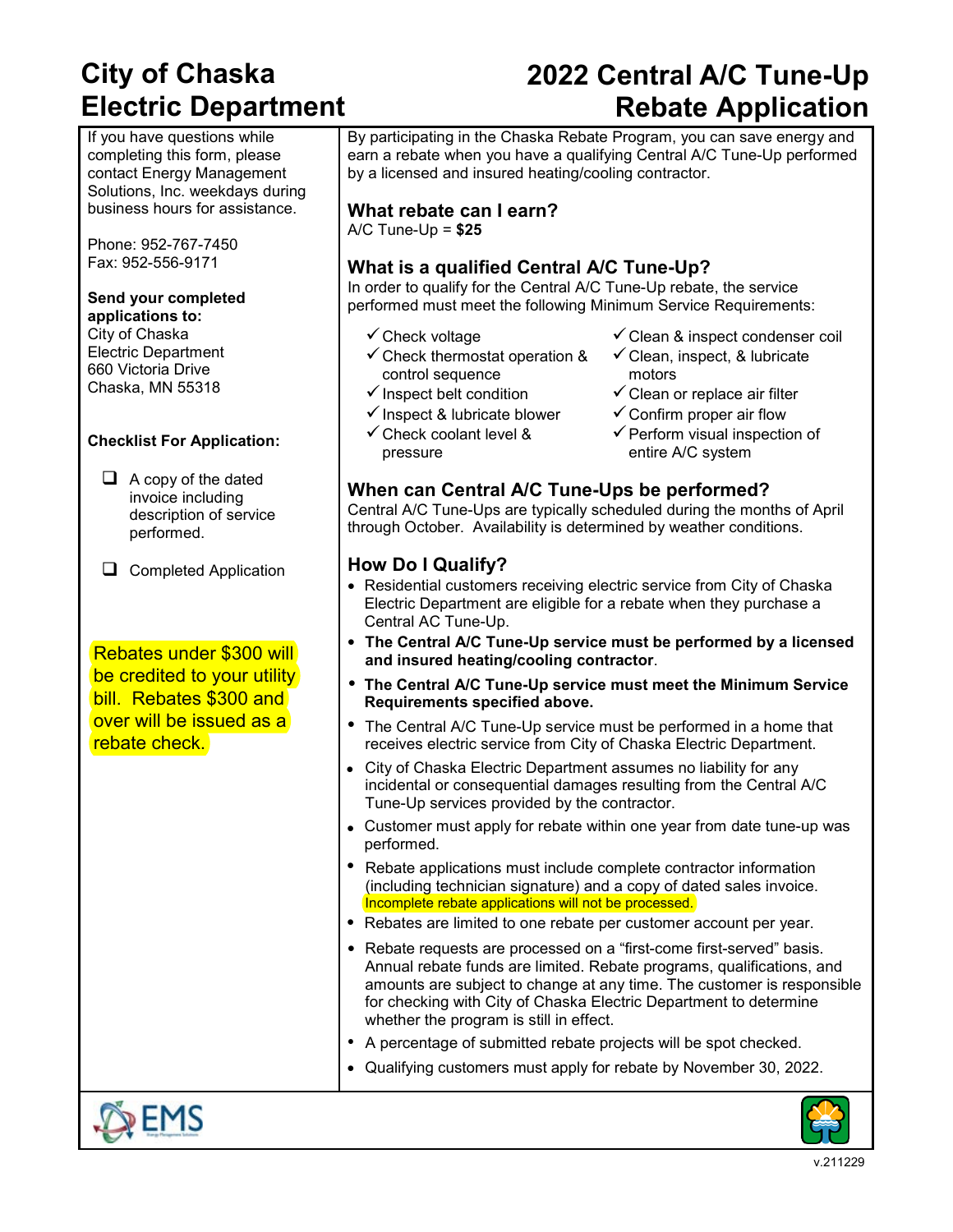# City of Chaska Electric Department

# 2022 Central A/C Tune-Up Rebate Application

If you have questions while completing this form, please contact Energy Management Solutions, Inc. weekdays during business hours for assistance.

Phone: 952-767-7450
Fax: 952-556-9171

**Send your completed applications to:**
City of Chaska
Electric Department
660 Victoria Drive
Chaska, MN 55318

**Checklist For Application:**

- ☐ A copy of the dated invoice including description of service performed.
- ☐ Completed Application

Rebates under $300 will be credited to your utility bill. Rebates $300 and over will be issued as a rebate check.

By participating in the Chaska Rebate Program, you can save energy and earn a rebate when you have a qualifying Central A/C Tune-Up performed by a licensed and insured heating/cooling contractor.

## What rebate can I earn?

A/C Tune-Up = **$25**

## What is a qualified Central A/C Tune-Up?

In order to qualify for the Central A/C Tune-Up rebate, the service performed must meet the following Minimum Service Requirements:

- ✓ Check voltage
- ✓ Check thermostat operation & control sequence
- ✓ Inspect belt condition
- ✓ Inspect & lubricate blower
- ✓ Check coolant level & pressure
- ✓ Clean & inspect condenser coil
- ✓ Clean, inspect, & lubricate motors
- ✓ Clean or replace air filter
- ✓ Confirm proper air flow
- ✓ Perform visual inspection of entire A/C system

## When can Central A/C Tune-Ups be performed?

Central A/C Tune-Ups are typically scheduled during the months of April through October. Availability is determined by weather conditions.

## How Do I Qualify?

- Residential customers receiving electric service from City of Chaska Electric Department are eligible for a rebate when they purchase a Central AC Tune-Up.
- **The Central A/C Tune-Up service must be performed by a licensed and insured heating/cooling contractor**.
- **The Central A/C Tune-Up service must meet the Minimum Service Requirements specified above.**
- The Central A/C Tune-Up service must be performed in a home that receives electric service from City of Chaska Electric Department.
- City of Chaska Electric Department assumes no liability for any incidental or consequential damages resulting from the Central A/C Tune-Up services provided by the contractor.
- Customer must apply for rebate within one year from date tune-up was performed.
- Rebate applications must include complete contractor information (including technician signature) and a copy of dated sales invoice. Incomplete rebate applications will not be processed.
- Rebates are limited to one rebate per customer account per year.
- Rebate requests are processed on a "first-come first-served" basis. Annual rebate funds are limited. Rebate programs, qualifications, and amounts are subject to change at any time. The customer is responsible for checking with City of Chaska Electric Department to determine whether the program is still in effect.
- A percentage of submitted rebate projects will be spot checked.
- Qualifying customers must apply for rebate by November 30, 2022.

v.211229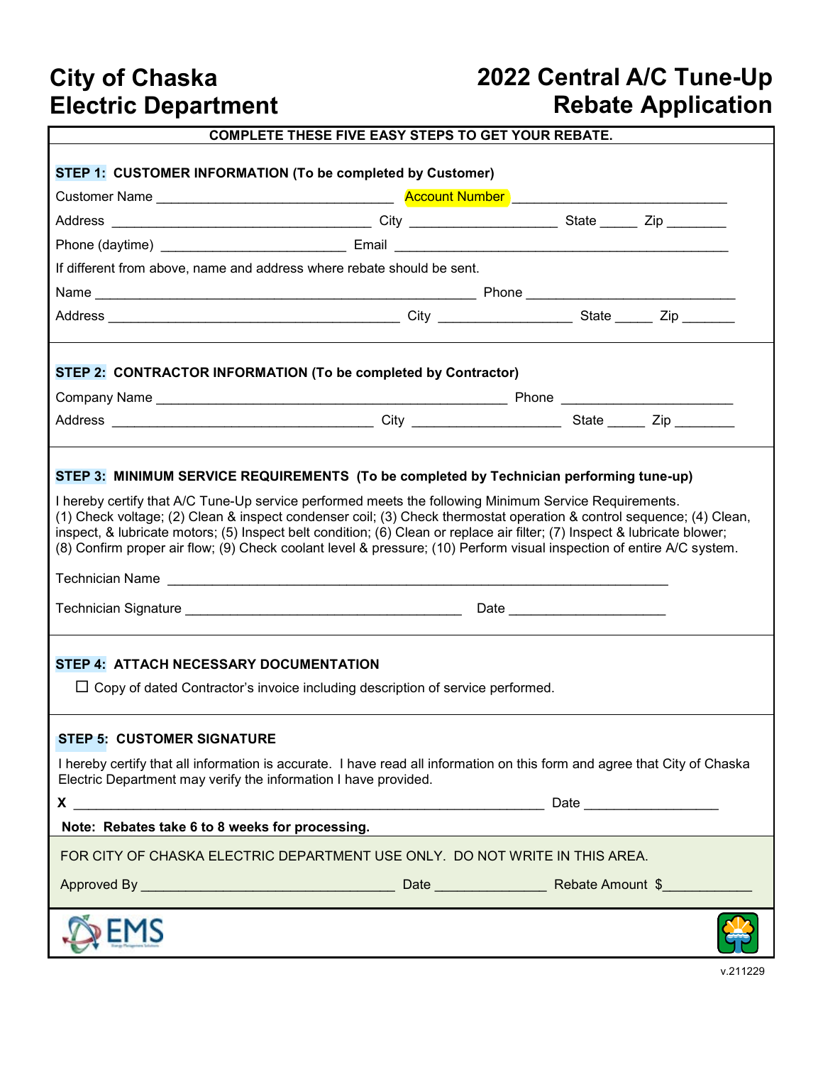# City of Chaska Electric Department

# 2022 Central A/C Tune-Up Rebate Application

**COMPLETE THESE FIVE EASY STEPS TO GET YOUR REBATE.**

**STEP 1: CUSTOMER INFORMATION (To be completed by Customer)**

Customer Name ______________________________ Account Number ____________________________

Address __________________________________ City ___________________ State _____ Zip ________

Phone (daytime) ________________________ Email ____________________________________________

If different from above, name and address where rebate should be sent.

Name __________________________________________________ Phone ___________________________

Address ______________________________________ City _________________ State _____ Zip _______

**STEP 2: CONTRACTOR INFORMATION (To be completed by Contractor)**

Company Name _____________________________________________ Phone ______________________

Address __________________________________ City ___________________ State _____ Zip ________

**STEP 3: MINIMUM SERVICE REQUIREMENTS (To be completed by Technician performing tune-up)**

I hereby certify that A/C Tune-Up service performed meets the following Minimum Service Requirements. (1) Check voltage; (2) Clean & inspect condenser coil; (3) Check thermostat operation & control sequence; (4) Clean, inspect, & lubricate motors; (5) Inspect belt condition; (6) Clean or replace air filter; (7) Inspect & lubricate blower; (8) Confirm proper air flow; (9) Check coolant level & pressure; (10) Perform visual inspection of entire A/C system.

Technician Name _________________________________________________________________

Technician Signature ____________________________________ Date ____________________

**STEP 4: ATTACH NECESSARY DOCUMENTATION**

☐ Copy of dated Contractor's invoice including description of service performed.

**STEP 5: CUSTOMER SIGNATURE**

I hereby certify that all information is accurate. I have read all information on this form and agree that City of Chaska Electric Department may verify the information I have provided.

**X** ______________________________________________________________ Date _________________

**Note: Rebates take 6 to 8 weeks for processing.**

FOR CITY OF CHASKA ELECTRIC DEPARTMENT USE ONLY. DO NOT WRITE IN THIS AREA.

Approved By ________________________________ Date ______________ Rebate Amount $___________

EMS

v.211229